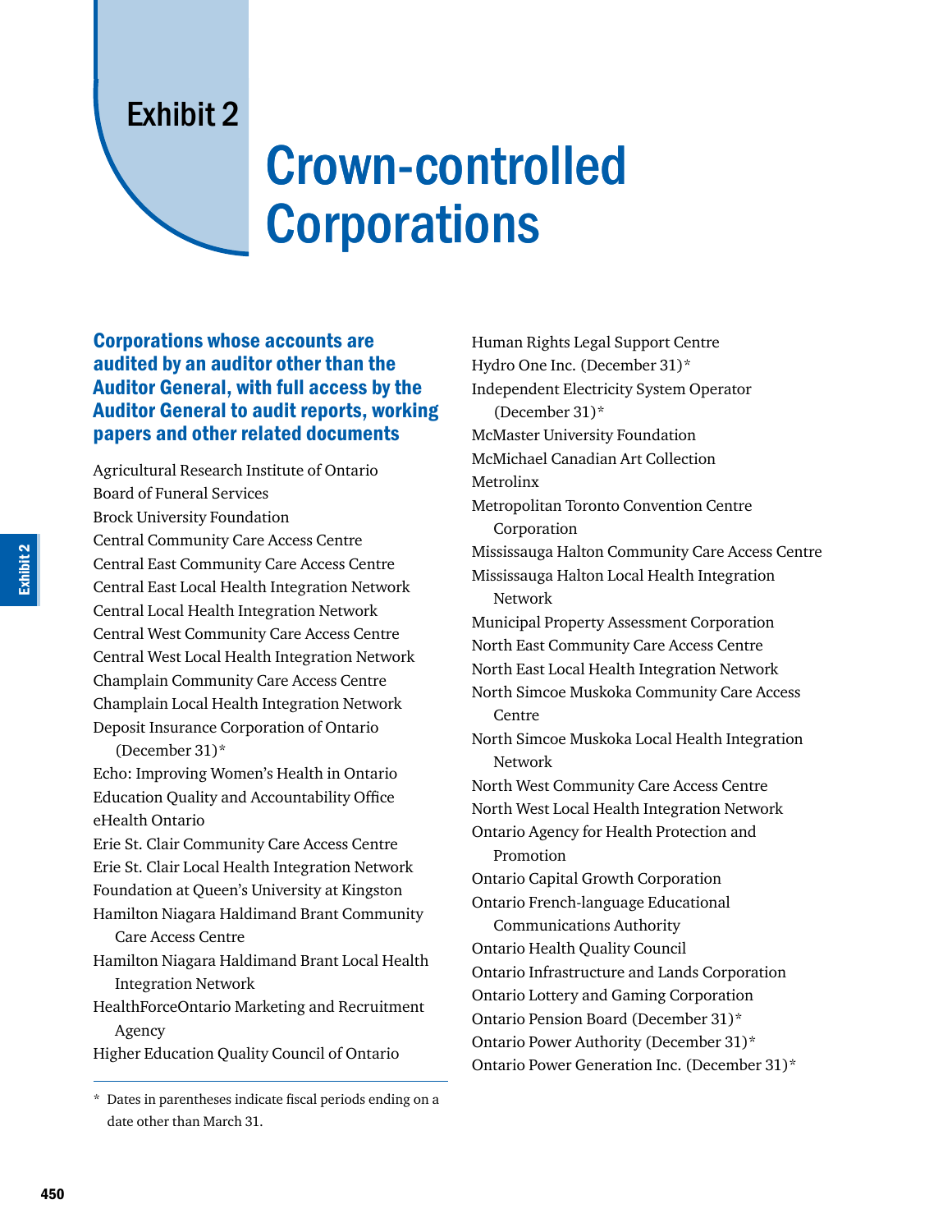# Exhibit 2

# Crown-controlled Corporations

## Corporations whose accounts are audited by an auditor other than the Auditor General, with full access by the Auditor General to audit reports, working papers and other related documents

Agricultural Research Institute of Ontario
Board of Funeral Services
Brock University Foundation
Central Community Care Access Centre
Central East Community Care Access Centre
Central East Local Health Integration Network
Central Local Health Integration Network
Central West Community Care Access Centre
Central West Local Health Integration Network
Champlain Community Care Access Centre
Champlain Local Health Integration Network
Deposit Insurance Corporation of Ontario (December 31)*
Echo: Improving Women's Health in Ontario
Education Quality and Accountability Office
eHealth Ontario
Erie St. Clair Community Care Access Centre
Erie St. Clair Local Health Integration Network
Foundation at Queen's University at Kingston
Hamilton Niagara Haldimand Brant Community Care Access Centre
Hamilton Niagara Haldimand Brant Local Health Integration Network
HealthForceOntario Marketing and Recruitment Agency
Higher Education Quality Council of Ontario
Human Rights Legal Support Centre
Hydro One Inc. (December 31)*
Independent Electricity System Operator (December 31)*
McMaster University Foundation
McMichael Canadian Art Collection
Metrolinx
Metropolitan Toronto Convention Centre Corporation
Mississauga Halton Community Care Access Centre
Mississauga Halton Local Health Integration Network
Municipal Property Assessment Corporation
North East Community Care Access Centre
North East Local Health Integration Network
North Simcoe Muskoka Community Care Access Centre
North Simcoe Muskoka Local Health Integration Network
North West Community Care Access Centre
North West Local Health Integration Network
Ontario Agency for Health Protection and Promotion
Ontario Capital Growth Corporation
Ontario French-language Educational Communications Authority
Ontario Health Quality Council
Ontario Infrastructure and Lands Corporation
Ontario Lottery and Gaming Corporation
Ontario Pension Board (December 31)*
Ontario Power Authority (December 31)*
Ontario Power Generation Inc. (December 31)*

\* Dates in parentheses indicate fiscal periods ending on a date other than March 31.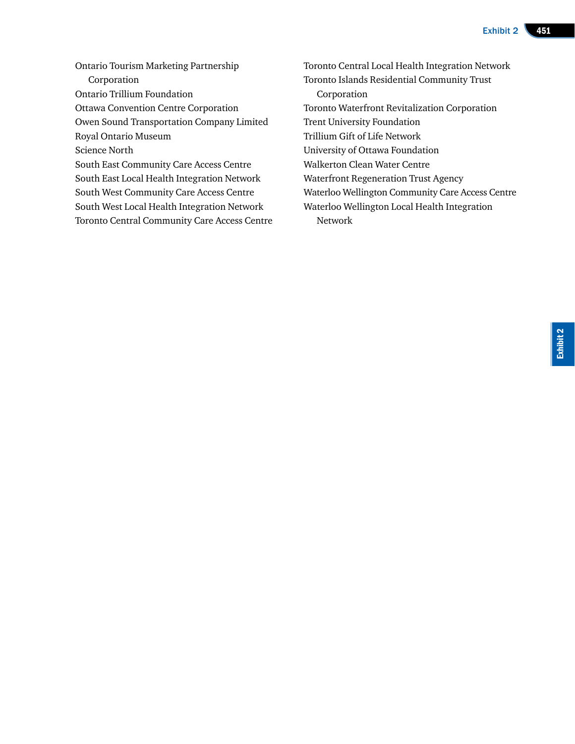Ontario Tourism Marketing Partnership Corporation
Ontario Trillium Foundation
Ottawa Convention Centre Corporation
Owen Sound Transportation Company Limited
Royal Ontario Museum
Science North
South East Community Care Access Centre
South East Local Health Integration Network
South West Community Care Access Centre
South West Local Health Integration Network
Toronto Central Community Care Access Centre
Toronto Central Local Health Integration Network
Toronto Islands Residential Community Trust Corporation
Toronto Waterfront Revitalization Corporation
Trent University Foundation
Trillium Gift of Life Network
University of Ottawa Foundation
Walkerton Clean Water Centre
Waterfront Regeneration Trust Agency
Waterloo Wellington Community Care Access Centre
Waterloo Wellington Local Health Integration Network